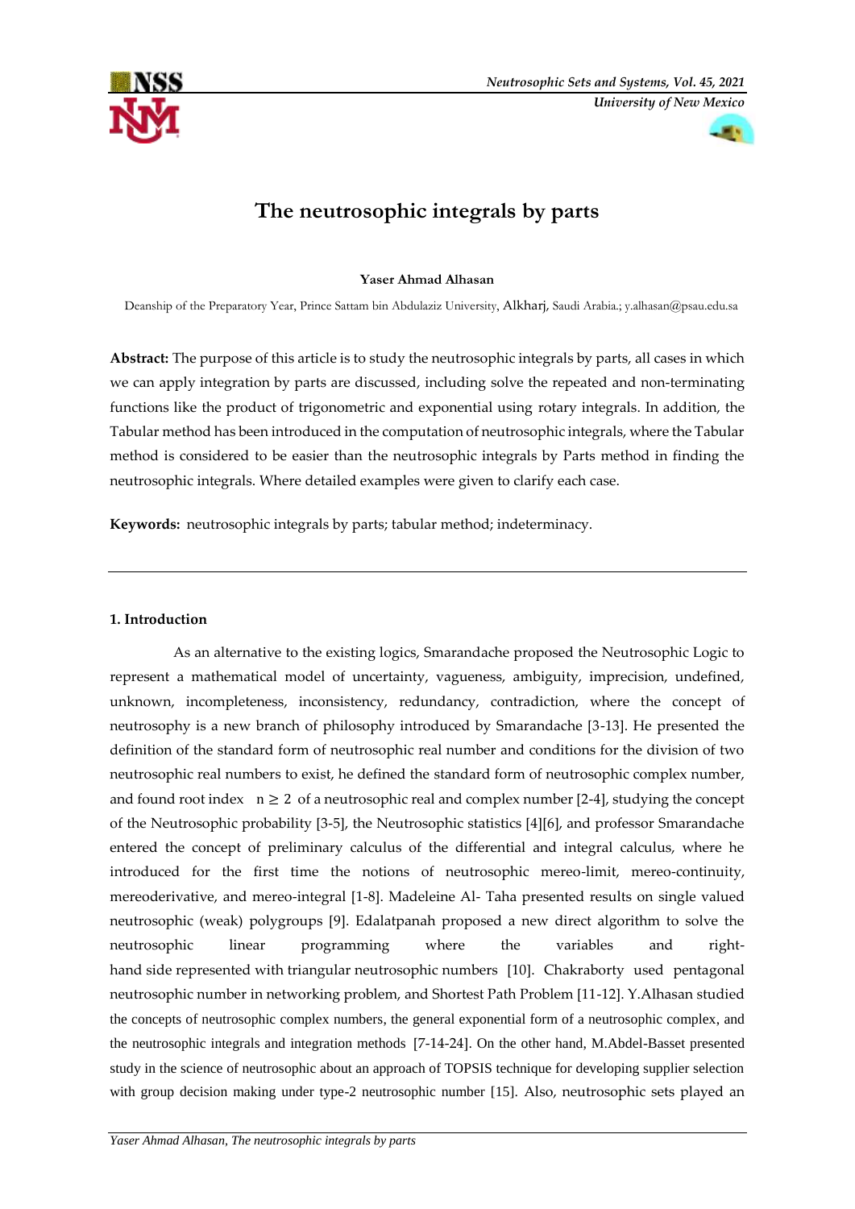# The neutrosophic integrals by parts

**Yaser Ahmad Alhasan**

Deanship of the Preparatory Year, Prince Sattam bin Abdulaziz University, Alkharj, Saudi Arabia.; y.alhasan@psau.edu.sa

**Abstract:** The purpose of this article is to study the neutrosophic integrals by parts, all cases in which we can apply integration by parts are discussed, including solve the repeated and non-terminating functions like the product of trigonometric and exponential using rotary integrals. In addition, the Tabular method has been introduced in the computation of neutrosophic integrals, where the Tabular method is considered to be easier than the neutrosophic integrals by Parts method in finding the neutrosophic integrals. Where detailed examples were given to clarify each case.

**Keywords:** neutrosophic integrals by parts; tabular method; indeterminacy.

---

## 1. Introduction

As an alternative to the existing logics, Smarandache proposed the Neutrosophic Logic to represent a mathematical model of uncertainty, vagueness, ambiguity, imprecision, undefined, unknown, incompleteness, inconsistency, redundancy, contradiction, where the concept of neutrosophy is a new branch of philosophy introduced by Smarandache [3-13]. He presented the definition of the standard form of neutrosophic real number and conditions for the division of two neutrosophic real numbers to exist, he defined the standard form of neutrosophic complex number, and found root index $n \geq 2$ of a neutrosophic real and complex number [2-4], studying the concept of the Neutrosophic probability [3-5], the Neutrosophic statistics [4][6], and professor Smarandache entered the concept of preliminary calculus of the differential and integral calculus, where he introduced for the first time the notions of neutrosophic mereo-limit, mereo-continuity, mereoderivative, and mereo-integral [1-8]. Madeleine Al- Taha presented results on single valued neutrosophic (weak) polygroups [9]. Edalatpanah proposed a new direct algorithm to solve the neutrosophic linear programming where the variables and right-hand side represented with triangular neutrosophic numbers [10]. Chakraborty used pentagonal neutrosophic number in networking problem, and Shortest Path Problem [11-12]. Y.Alhasan studied the concepts of neutrosophic complex numbers, the general exponential form of a neutrosophic complex, and the neutrosophic integrals and integration methods [7-14-24]. On the other hand, M.Abdel-Basset presented study in the science of neutrosophic about an approach of TOPSIS technique for developing supplier selection with group decision making under type-2 neutrosophic number [15]. Also, neutrosophic sets played an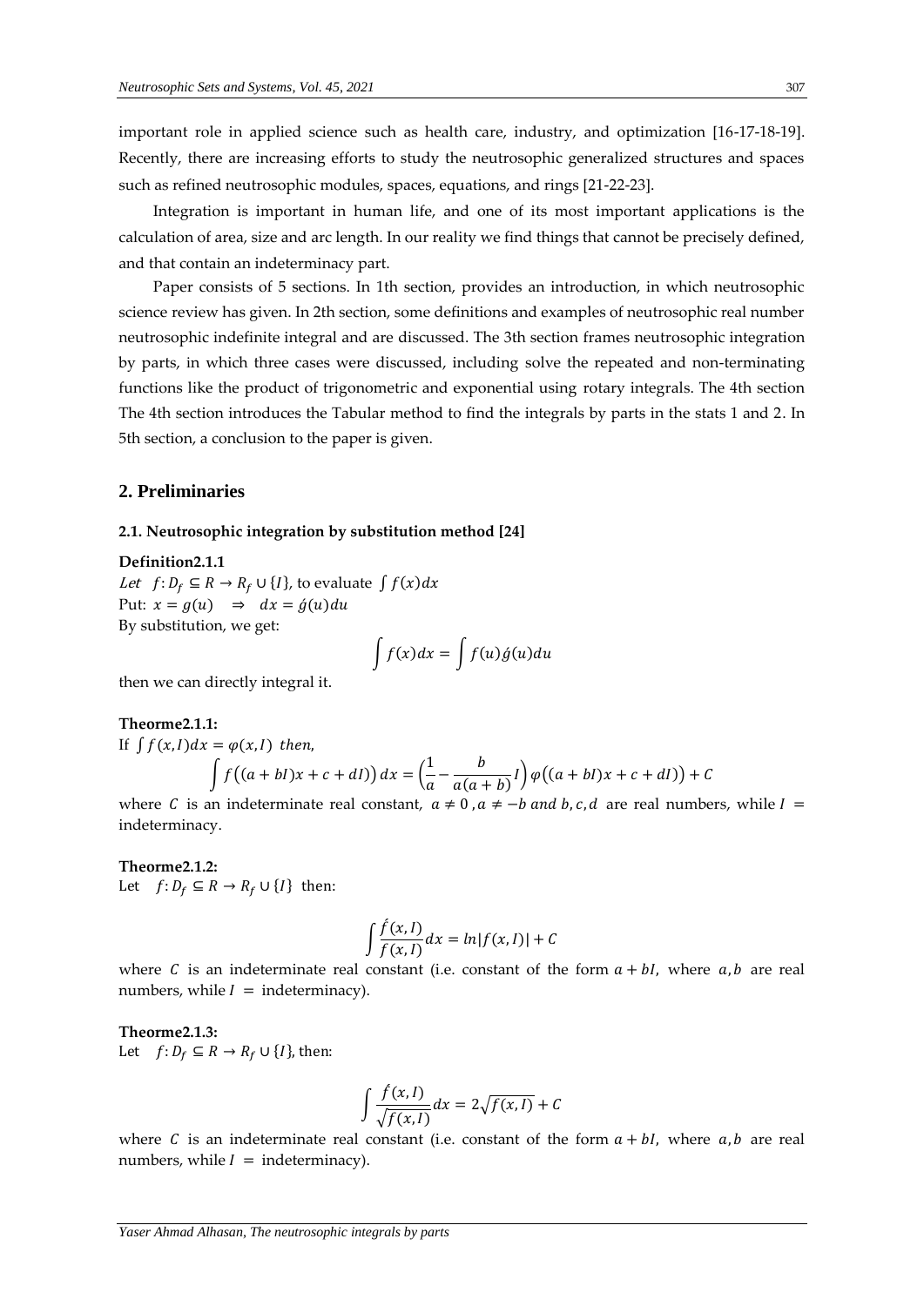important role in applied science such as health care, industry, and optimization [16-17-18-19]. Recently, there are increasing efforts to study the neutrosophic generalized structures and spaces such as refined neutrosophic modules, spaces, equations, and rings [21-22-23].

Integration is important in human life, and one of its most important applications is the calculation of area, size and arc length. In our reality we find things that cannot be precisely defined, and that contain an indeterminacy part.

Paper consists of 5 sections. In 1th section, provides an introduction, in which neutrosophic science review has given. In 2th section, some definitions and examples of neutrosophic real number neutrosophic indefinite integral and are discussed. The 3th section frames neutrosophic integration by parts, in which three cases were discussed, including solve the repeated and non-terminating functions like the product of trigonometric and exponential using rotary integrals. The 4th section The 4th section introduces the Tabular method to find the integrals by parts in the stats 1 and 2. In 5th section, a conclusion to the paper is given.

## 2. Preliminaries

### 2.1. Neutrosophic integration by substitution method [24]

**Definition2.1.1**

*Let* $f: D_f \subseteq R \to R_f \cup \{I\}$, to evaluate $\int f(x)dx$

Put: $x = g(u) \quad \Rightarrow \quad dx = \acute{g}(u)du$

By substitution, we get:

$$\int f(x)dx = \int f(u)\acute{g}(u)du$$

then we can directly integral it.

**Theorme2.1.1:**

If $\int f(x,I)dx = \varphi(x,I)$ *then,*

$$\int f\big((a+bI)x + c + dI\big)\,dx = \left(\frac{1}{a} - \frac{b}{a(a+b)}I\right)\varphi\big((a+bI)x + c + dI\big) + C$$

where $C$ is an indeterminate real constant, $a \neq 0$, $a \neq -b$ *and* $b, c, d$ are real numbers, while $I =$ indeterminacy.

**Theorme2.1.2:**

Let $f: D_f \subseteq R \to R_f \cup \{I\}$ then:

$$\int \frac{\acute{f}(x,I)}{f(x,I)}dx = ln|f(x,I)| + C$$

where $C$ is an indeterminate real constant (i.e. constant of the form $a + bI$, where $a, b$ are real numbers, while $I =$ indeterminacy).

**Theorme2.1.3:**

Let $f: D_f \subseteq R \to R_f \cup \{I\}$, then:

$$\int \frac{\acute{f}(x,I)}{\sqrt{f(x,I)}}dx = 2\sqrt{f(x,I)} + C$$

where $C$ is an indeterminate real constant (i.e. constant of the form $a + bI$, where $a, b$ are real numbers, while $I =$ indeterminacy).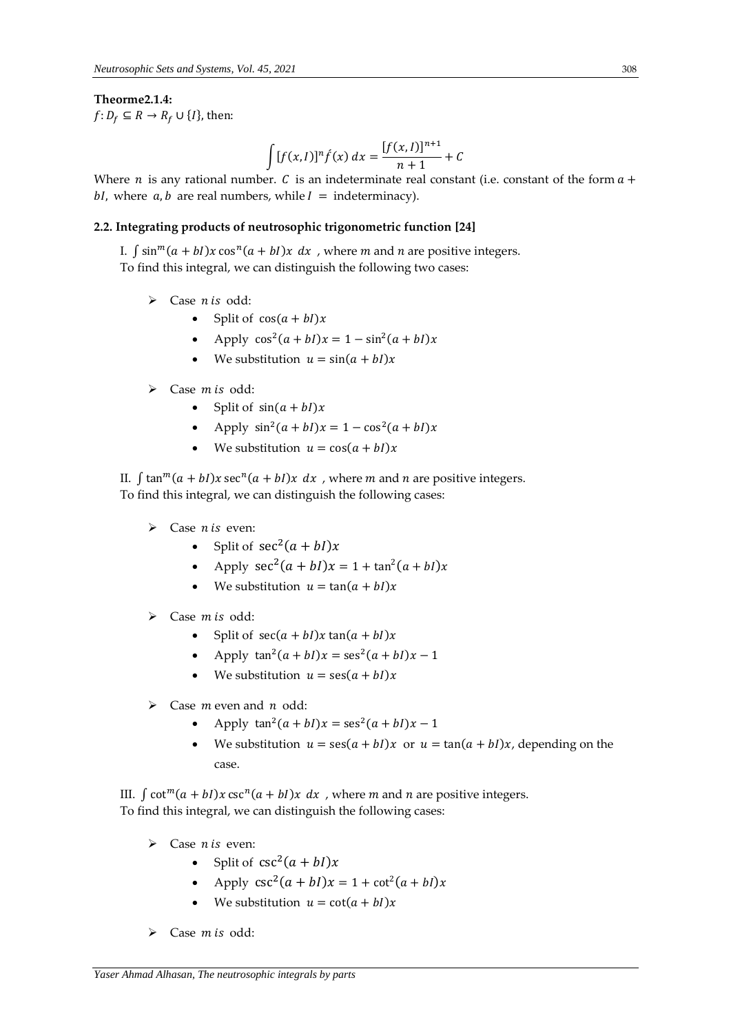**Theorme2.1.4:**

$f: D_f \subseteq R \to R_f \cup \{I\}$, then:

$$\int [f(x,I)]^n \acute{f}(x)\, dx = \frac{[f(x,I)]^{n+1}}{n+1} + C$$

Where $n$ is any rational number. $C$ is an indeterminate real constant (i.e. constant of the form $a + bI$, where $a, b$ are real numbers, while $I =$ indeterminacy).

### 2.2. Integrating products of neutrosophic trigonometric function [24]

I. $\int \sin^m(a+bI)x \cos^n(a+bI)x \; dx$ , where $m$ and $n$ are positive integers.
To find this integral, we can distinguish the following two cases:

- Case $n\, is$ odd:
  - Split of $\cos(a+bI)x$
  - Apply $\cos^2(a+bI)x = 1 - \sin^2(a+bI)x$
  - We substitution $u = \sin(a+bI)x$
- Case $m\, is$ odd:
  - Split of $\sin(a+bI)x$
  - Apply $\sin^2(a+bI)x = 1 - \cos^2(a+bI)x$
  - We substitution $u = \cos(a+bI)x$

II. $\int \tan^m(a+bI)x \sec^n(a+bI)x \; dx$ , where $m$ and $n$ are positive integers.
To find this integral, we can distinguish the following cases:

- Case $n\, is$ even:
  - Split of $\sec^2(a+bI)x$
  - Apply $\sec^2(a+bI)x = 1 + \tan^2(a+bI)x$
  - We substitution $u = \tan(a+bI)x$
- Case $m\, is$ odd:
  - Split of $\sec(a+bI)x \tan(a+bI)x$
  - Apply $\tan^2(a+bI)x = \mathrm{ses}^2(a+bI)x - 1$
  - We substitution $u = \mathrm{ses}(a+bI)x$
- Case $m$ even and $n$ odd:
  - Apply $\tan^2(a+bI)x = \mathrm{ses}^2(a+bI)x - 1$
  - We substitution $u = \mathrm{ses}(a+bI)x$ or $u = \tan(a+bI)x$, depending on the case.

III. $\int \cot^m(a+bI)x \csc^n(a+bI)x \; dx$ , where $m$ and $n$ are positive integers.
To find this integral, we can distinguish the following cases:

- Case $n\, is$ even:
  - Split of $\csc^2(a+bI)x$
  - Apply $\csc^2(a+bI)x = 1 + \cot^2(a+bI)x$
  - We substitution $u = \cot(a+bI)x$
- Case $m\, is$ odd: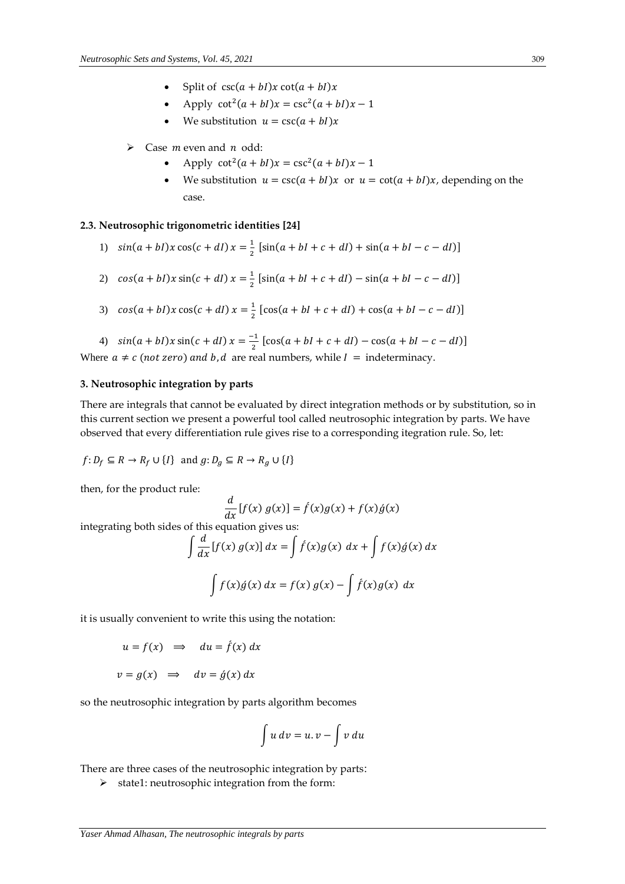- Split of $\csc(a+bI)x\cot(a+bI)x$
- Apply $\cot^2(a+bI)x = \csc^2(a+bI)x - 1$
- We substitution $u = \csc(a+bI)x$

➢ Case $m$ even and $n$ odd:

- Apply $\cot^2(a+bI)x = \csc^2(a+bI)x - 1$
- We substitution $u = \csc(a+bI)x$ or $u = \cot(a+bI)x$, depending on the case.

### 2.3. Neutrosophic trigonometric identities [24]

1) $sin(a+bI)x\cos(c+dI)\,x = \frac{1}{2}\,[\sin(a+bI+c+dI) + \sin(a+bI-c-dI)]$

2) $cos(a+bI)x\sin(c+dI)\,x = \frac{1}{2}\,[\sin(a+bI+c+dI) - \sin(a+bI-c-dI)]$

3) $cos(a+bI)x\cos(c+dI)\,x = \frac{1}{2}\,[\cos(a+bI+c+dI) + \cos(a+bI-c-dI)]$

4) $sin(a+bI)x\sin(c+dI)\,x = \frac{-1}{2}\,[\cos(a+bI+c+dI) - \cos(a+bI-c-dI)]$

Where $a \neq c\ (not\ zero)\ and\ b, d$ are real numbers, while $I =$ indeterminacy.

## 3. Neutrosophic integration by parts

There are integrals that cannot be evaluated by direct integration methods or by substitution, so in this current section we present a powerful tool called neutrosophic integration by parts. We have observed that every differentiation rule gives rise to a corresponding itegration rule. So, let:

$f\colon D_f \subseteq R \to R_f \cup \{I\}$ and $g\colon D_g \subseteq R \to R_g \cup \{I\}$

then, for the product rule:

$$\frac{d}{dx}[f(x)\,g(x)] = \acute{f}(x)g(x) + f(x)\acute{g}(x)$$

integrating both sides of this equation gives us:

$$\int \frac{d}{dx}[f(x)\,g(x)]\,dx = \int \acute{f}(x)g(x)\ dx + \int f(x)\acute{g}(x)\,dx$$

$$\int f(x)\acute{g}(x)\,dx = f(x)\,g(x) - \int \acute{f}(x)g(x)\ dx$$

it is usually convenient to write this using the notation:

$$u = f(x) \implies du = \acute{f}(x)\,dx$$

$$v = g(x) \implies dv = \acute{g}(x)\,dx$$

so the neutrosophic integration by parts algorithm becomes

$$\int u\,dv = u.v - \int v\,du$$

There are three cases of the neutrosophic integration by parts:

➢ state1: neutrosophic integration from the form: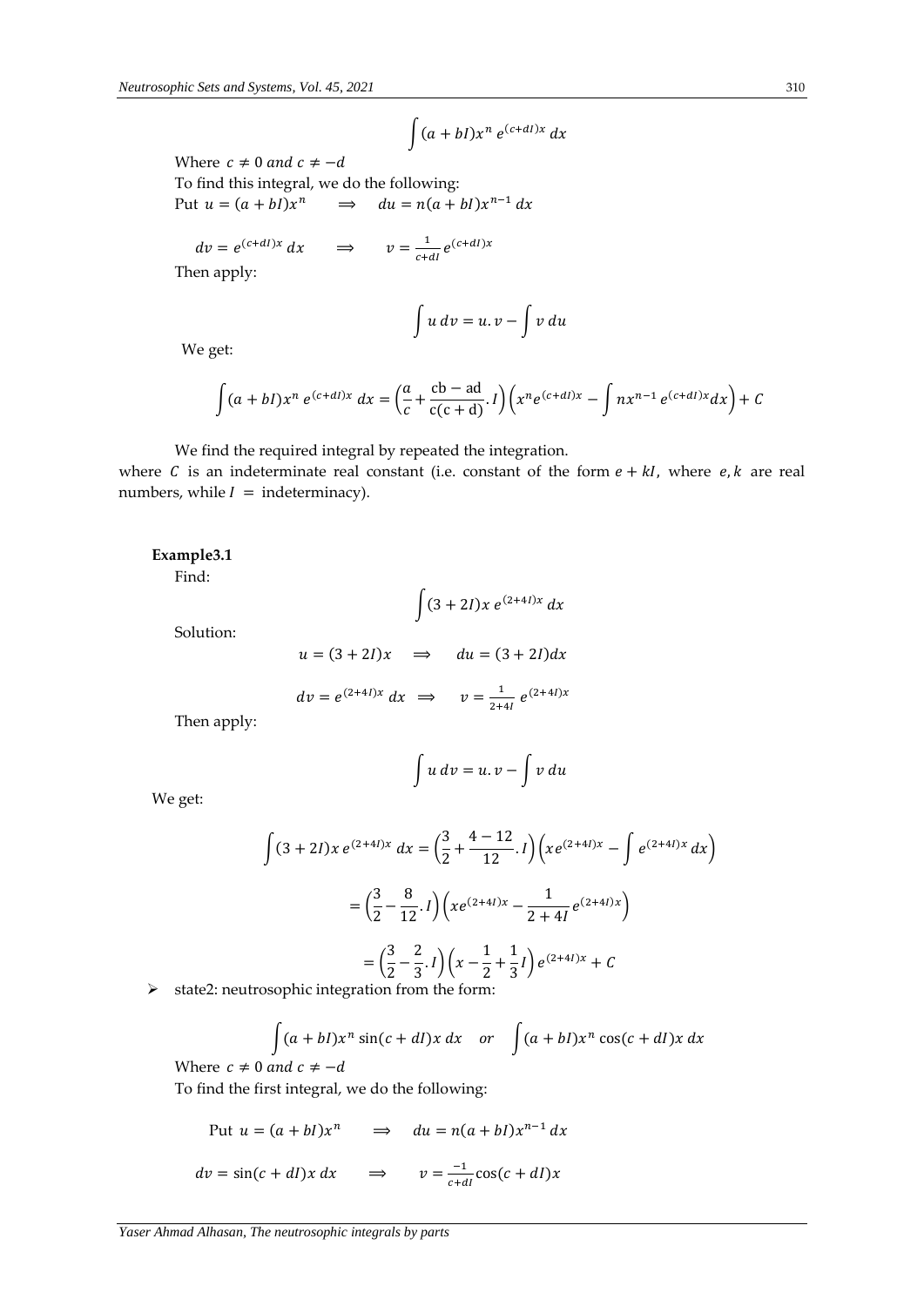$$\int (a+bI)x^n \, e^{(c+dI)x} \, dx$$

Where $c \neq 0$ and $c \neq -d$

To find this integral, we do the following:

Put $u = (a+bI)x^n \quad \Longrightarrow \quad du = n(a+bI)x^{n-1} \, dx$

$dv = e^{(c+dI)x} \, dx \quad \Longrightarrow \quad v = \frac{1}{c+dI} e^{(c+dI)x}$

Then apply:

$$\int u \, dv = u.v - \int v \, du$$

We get:

$$\int (a+bI)x^n \, e^{(c+dI)x} \, dx = \left(\frac{a}{c} + \frac{\text{cb} - \text{ad}}{\text{c(c + d)}}.I\right)\left(x^n e^{(c+dI)x} - \int nx^{n-1} \, e^{(c+dI)x} dx\right) + C$$

We find the required integral by repeated the integration.

where $C$ is an indeterminate real constant (i.e. constant of the form $e + kI$, where $e, k$ are real numbers, while $I$ = indeterminacy).

**Example3.1**

Find:

$$\int (3+2I)x \, e^{(2+4I)x} \, dx$$

Solution:

$$u = (3+2I)x \quad \Longrightarrow \quad du = (3+2I)dx$$

$$dv = e^{(2+4I)x} \, dx \quad \Longrightarrow \quad v = \frac{1}{2+4I} \, e^{(2+4I)x}$$

Then apply:

$$\int u \, dv = u.v - \int v \, du$$

We get:

$$\int (3+2I)x \, e^{(2+4I)x} \, dx = \left(\frac{3}{2} + \frac{4-12}{12}.I\right)\left(xe^{(2+4I)x} - \int e^{(2+4I)x} \, dx\right)$$

$$= \left(\frac{3}{2} - \frac{8}{12}.I\right)\left(xe^{(2+4I)x} - \frac{1}{2+4I} e^{(2+4I)x}\right)$$

$$= \left(\frac{3}{2} - \frac{2}{3}.I\right)\left(x - \frac{1}{2} + \frac{1}{3}I\right) e^{(2+4I)x} + C$$

- state2: neutrosophic integration from the form:

$$\int (a+bI)x^n \sin(c+dI)x \, dx \quad or \quad \int (a+bI)x^n \cos(c+dI)x \, dx$$

Where $c \neq 0$ and $c \neq -d$

To find the first integral, we do the following:

Put $u = (a+bI)x^n \quad \Longrightarrow \quad du = n(a+bI)x^{n-1} \, dx$

$dv = \sin(c+dI)x \, dx \quad \Longrightarrow \quad v = \frac{-1}{c+dI}\cos(c+dI)x$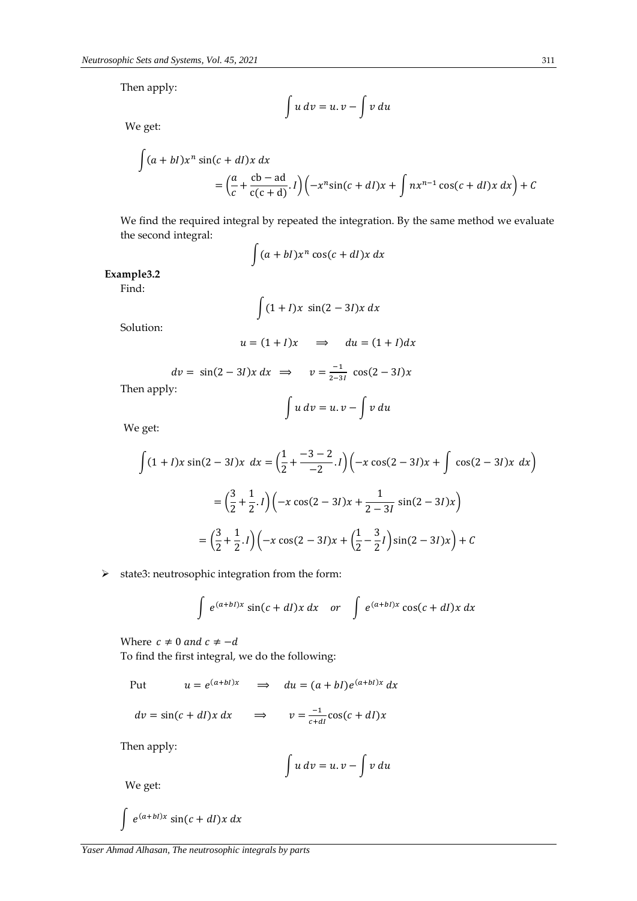Then apply:

$$\int u\,dv = u.v - \int v\,du$$

We get:

$$\int (a+bI)x^n \sin(c+dI)x\,dx$$
$$= \left(\frac{a}{c} + \frac{\text{cb} - \text{ad}}{\text{c}(\text{c}+\text{d})}.I\right)\left(-x^n \sin(c+dI)x + \int nx^{n-1}\cos(c+dI)x\,dx\right) + C$$

We find the required integral by repeated the integration. By the same method we evaluate the second integral:

$$\int (a+bI)x^n \cos(c+dI)x\,dx$$

**Example3.2**

Find:

$$\int (1+I)x\ \sin(2-3I)x\,dx$$

Solution:

$$u = (1+I)x \quad \Longrightarrow \quad du = (1+I)dx$$

$$dv = \sin(2-3I)x\,dx \ \Longrightarrow \quad v = \frac{-1}{2-3I}\ \cos(2-3I)x$$

Then apply:

$$\int u\,dv = u.v - \int v\,du$$

We get:

$$\int (1+I)x \sin(2-3I)x\ \,dx = \left(\frac{1}{2} + \frac{-3-2}{-2}.I\right)\left(-x\cos(2-3I)x + \int\ \cos(2-3I)x\ \,dx\right)$$

$$= \left(\frac{3}{2} + \frac{1}{2}.I\right)\left(-x\cos(2-3I)x + \frac{1}{2-3I}\sin(2-3I)x\right)$$

$$= \left(\frac{3}{2} + \frac{1}{2}.I\right)\left(-x\cos(2-3I)x + \left(\frac{1}{2} - \frac{3}{2}I\right)\sin(2-3I)x\right) + C$$

- state3: neutrosophic integration from the form:

$$\int\ e^{(a+bI)x}\sin(c+dI)x\,dx \quad or \quad \int\ e^{(a+bI)x}\cos(c+dI)x\,dx$$

Where $c \neq 0$ *and* $c \neq -d$

To find the first integral, we do the following:

Put $\qquad u = e^{(a+bI)x} \quad \Longrightarrow \quad du = (a+bI)e^{(a+bI)x}\,dx$

$$dv = \sin(c+dI)x\,dx \qquad \Longrightarrow \qquad v = \frac{-1}{c+dI}\cos(c+dI)x$$

Then apply:

$$\int u\,dv = u.v - \int v\,du$$

We get:

$$\int\ e^{(a+bI)x}\sin(c+dI)x\,dx$$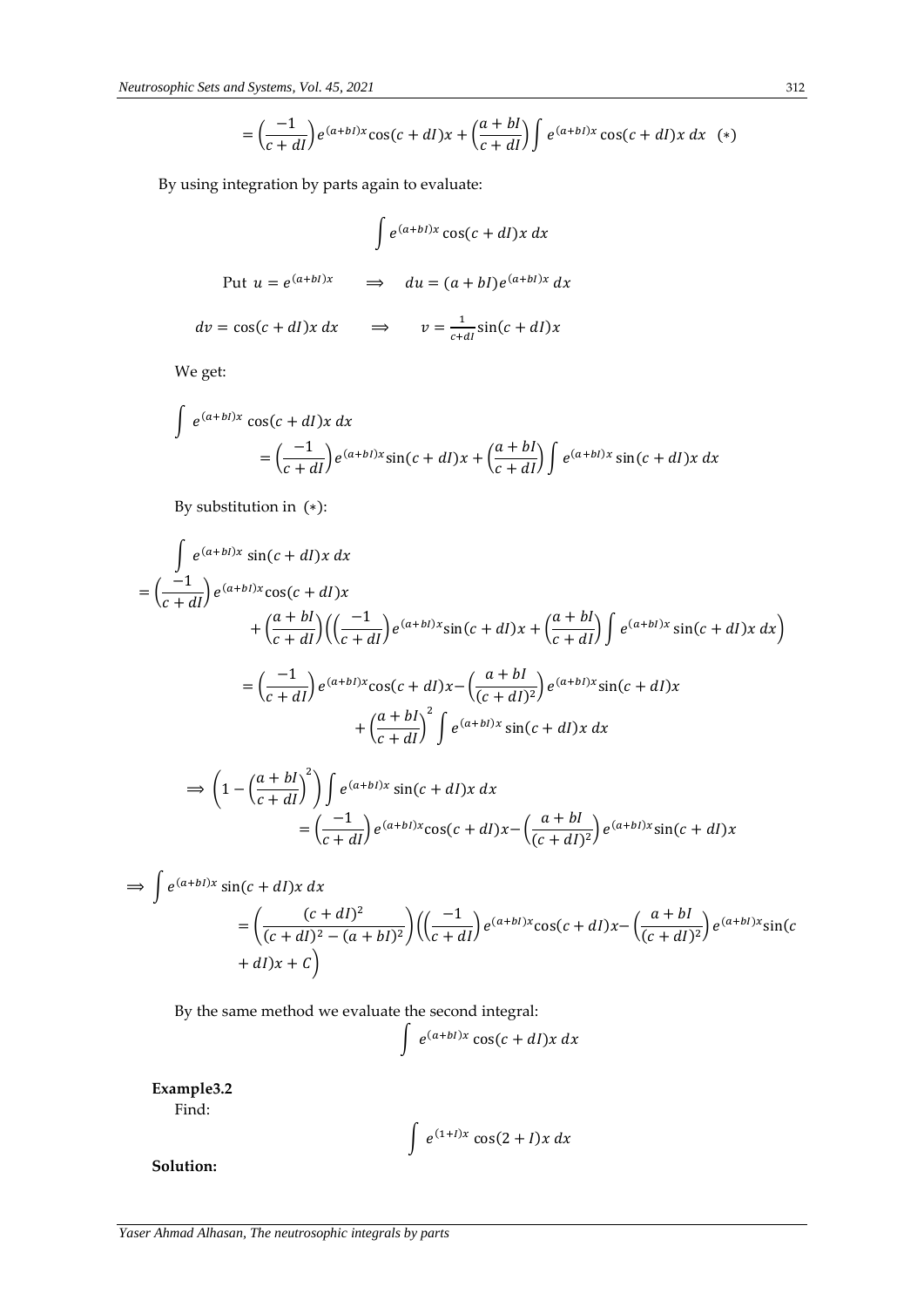$$= \left(\frac{-1}{c+dI}\right) e^{(a+bI)x} \cos(c+dI)x + \left(\frac{a+bI}{c+dI}\right) \int e^{(a+bI)x} \cos(c+dI)x \, dx \quad (*)$$

By using integration by parts again to evaluate:

$$\int e^{(a+bI)x} \cos(c+dI)x \, dx$$

Put $u = e^{(a+bI)x} \quad \Longrightarrow \quad du = (a+bI)e^{(a+bI)x} \, dx$

$dv = \cos(c+dI)x \, dx \quad \Longrightarrow \quad v = \frac{1}{c+dI} \sin(c+dI)x$

We get:

$$\int e^{(a+bI)x} \cos(c+dI)x \, dx = \left(\frac{-1}{c+dI}\right) e^{(a+bI)x} \sin(c+dI)x + \left(\frac{a+bI}{c+dI}\right) \int e^{(a+bI)x} \sin(c+dI)x \, dx$$

By substitution in $(*)$:

$$\int e^{(a+bI)x} \sin(c+dI)x \, dx$$
$$= \left(\frac{-1}{c+dI}\right) e^{(a+bI)x} \cos(c+dI)x + \left(\frac{a+bI}{c+dI}\right)\left(\left(\frac{-1}{c+dI}\right) e^{(a+bI)x} \sin(c+dI)x + \left(\frac{a+bI}{c+dI}\right) \int e^{(a+bI)x} \sin(c+dI)x \, dx\right)$$

$$= \left(\frac{-1}{c+dI}\right) e^{(a+bI)x} \cos(c+dI)x - \left(\frac{a+bI}{(c+dI)^2}\right) e^{(a+bI)x} \sin(c+dI)x + \left(\frac{a+bI}{c+dI}\right)^2 \int e^{(a+bI)x} \sin(c+dI)x \, dx$$

$$\Longrightarrow \left(1 - \left(\frac{a+bI}{c+dI}\right)^2\right) \int e^{(a+bI)x} \sin(c+dI)x \, dx = \left(\frac{-1}{c+dI}\right) e^{(a+bI)x} \cos(c+dI)x - \left(\frac{a+bI}{(c+dI)^2}\right) e^{(a+bI)x} \sin(c+dI)x$$

$$\Longrightarrow \int e^{(a+bI)x} \sin(c+dI)x \, dx = \left(\frac{(c+dI)^2}{(c+dI)^2 - (a+bI)^2}\right)\left(\left(\frac{-1}{c+dI}\right) e^{(a+bI)x} \cos(c+dI)x - \left(\frac{a+bI}{(c+dI)^2}\right) e^{(a+bI)x} \sin(c+dI)x + C\right)$$

By the same method we evaluate the second integral:

$$\int e^{(a+bI)x} \cos(c+dI)x \, dx$$

**Example3.2**

Find:

$$\int e^{(1+I)x} \cos(2+I)x \, dx$$

**Solution:**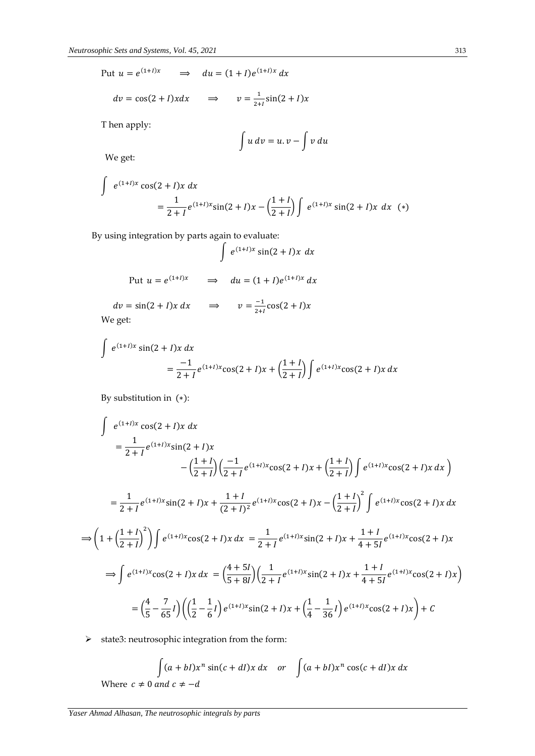Put $u = e^{(1+I)x} \quad \Longrightarrow \quad du = (1+I)e^{(1+I)x}\,dx$

$dv = \cos(2+I)x dx \quad \Longrightarrow \quad v = \frac{1}{2+I}\sin(2+I)x$

T hen apply:

$$\int u\,dv = u.v - \int v\,du$$

We get:

$$\int e^{(1+I)x}\cos(2+I)x\,dx = \frac{1}{2+I}e^{(1+I)x}\sin(2+I)x - \left(\frac{1+I}{2+I}\right)\int e^{(1+I)x}\sin(2+I)x\,dx \quad (*)$$

By using integration by parts again to evaluate:

$$\int e^{(1+I)x}\sin(2+I)x\,dx$$

Put $u = e^{(1+I)x} \quad \Longrightarrow \quad du = (1+I)e^{(1+I)x}\,dx$

$dv = \sin(2+I)x\,dx \quad \Longrightarrow \quad v = \frac{-1}{2+I}\cos(2+I)x$

We get:

$$\int e^{(1+I)x}\sin(2+I)x\,dx = \frac{-1}{2+I}e^{(1+I)x}\cos(2+I)x + \left(\frac{1+I}{2+I}\right)\int e^{(1+I)x}\cos(2+I)x\,dx$$

By substitution in $(*)$:

$$\int e^{(1+I)x}\cos(2+I)x\,dx = \frac{1}{2+I}e^{(1+I)x}\sin(2+I)x - \left(\frac{1+I}{2+I}\right)\left(\frac{-1}{2+I}e^{(1+I)x}\cos(2+I)x + \left(\frac{1+I}{2+I}\right)\int e^{(1+I)x}\cos(2+I)x\,dx\right)$$

$$= \frac{1}{2+I}e^{(1+I)x}\sin(2+I)x + \frac{1+I}{(2+I)^2}e^{(1+I)x}\cos(2+I)x - \left(\frac{1+I}{2+I}\right)^2\int e^{(1+I)x}\cos(2+I)x\,dx$$

$$\Longrightarrow \left(1 + \left(\frac{1+I}{2+I}\right)^2\right)\int e^{(1+I)x}\cos(2+I)x\,dx = \frac{1}{2+I}e^{(1+I)x}\sin(2+I)x + \frac{1+I}{4+5I}e^{(1+I)x}\cos(2+I)x$$

$$\Longrightarrow \int e^{(1+I)x}\cos(2+I)x\,dx = \left(\frac{4+5I}{5+8I}\right)\left(\frac{1}{2+I}e^{(1+I)x}\sin(2+I)x + \frac{1+I}{4+5I}e^{(1+I)x}\cos(2+I)x\right)$$

$$= \left(\frac{4}{5} - \frac{7}{65}I\right)\left(\left(\frac{1}{2} - \frac{1}{6}I\right)e^{(1+I)x}\sin(2+I)x + \left(\frac{1}{4} - \frac{1}{36}I\right)e^{(1+I)x}\cos(2+I)x\right) + C$$

- state3: neutrosophic integration from the form:

$$\int (a+bI)x^n \sin(c+dI)x\,dx \quad or \quad \int (a+bI)x^n \cos(c+dI)x\,dx$$

Where $c \neq 0$ and $c \neq -d$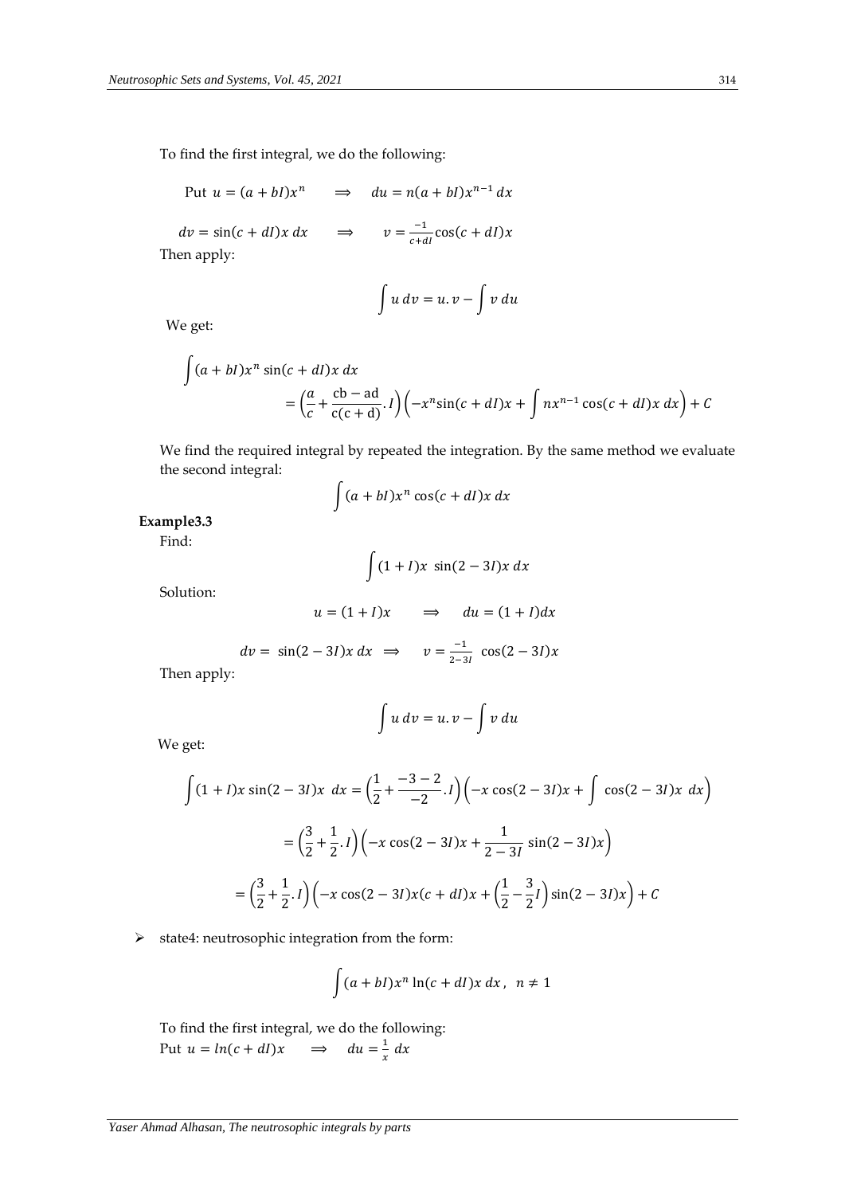To find the first integral, we do the following:

Put $u = (a + bI)x^n \quad \Longrightarrow \quad du = n(a + bI)x^{n-1}\, dx$

$dv = \sin(c + dI)x\, dx \quad \Longrightarrow \quad v = \frac{-1}{c+dI}\cos(c + dI)x$

Then apply:

$$\int u\, dv = u.v - \int v\, du$$

We get:

$$\int (a + bI)x^n \sin(c + dI)x\, dx = \left(\frac{a}{c} + \frac{\mathrm{cb} - \mathrm{ad}}{\mathrm{c(c + d)}}.I\right)\left(-x^n \sin(c + dI)x + \int nx^{n-1}\cos(c + dI)x\, dx\right) + C$$

We find the required integral by repeated the integration. By the same method we evaluate the second integral:

$$\int (a + bI)x^n \cos(c + dI)x\, dx$$

**Example3.3**

Find:

$$\int (1 + I)x\ \sin(2 - 3I)x\, dx$$

Solution:

$$u = (1 + I)x \quad \Longrightarrow \quad du = (1 + I)dx$$

$$dv = \sin(2 - 3I)x\, dx \ \Longrightarrow \quad v = \frac{-1}{2-3I}\ \cos(2 - 3I)x$$

Then apply:

$$\int u\, dv = u.v - \int v\, du$$

We get:

$$\int (1 + I)x \sin(2 - 3I)x\ dx = \left(\frac{1}{2} + \frac{-3-2}{-2}.I\right)\left(-x\cos(2 - 3I)x + \int \ \cos(2 - 3I)x\ dx\right)$$

$$= \left(\frac{3}{2} + \frac{1}{2}.I\right)\left(-x\cos(2 - 3I)x + \frac{1}{2 - 3I}\sin(2 - 3I)x\right)$$

$$= \left(\frac{3}{2} + \frac{1}{2}.I\right)\left(-x\cos(2 - 3I)x(c + dI)x + \left(\frac{1}{2} - \frac{3}{2}I\right)\sin(2 - 3I)x\right) + C$$

- state4: neutrosophic integration from the form:

$$\int (a + bI)x^n \ln(c + dI)x\, dx\,,\ \ n \neq 1$$

To find the first integral, we do the following:
Put $u = ln(c + dI)x \quad \Longrightarrow \quad du = \frac{1}{x}\, dx$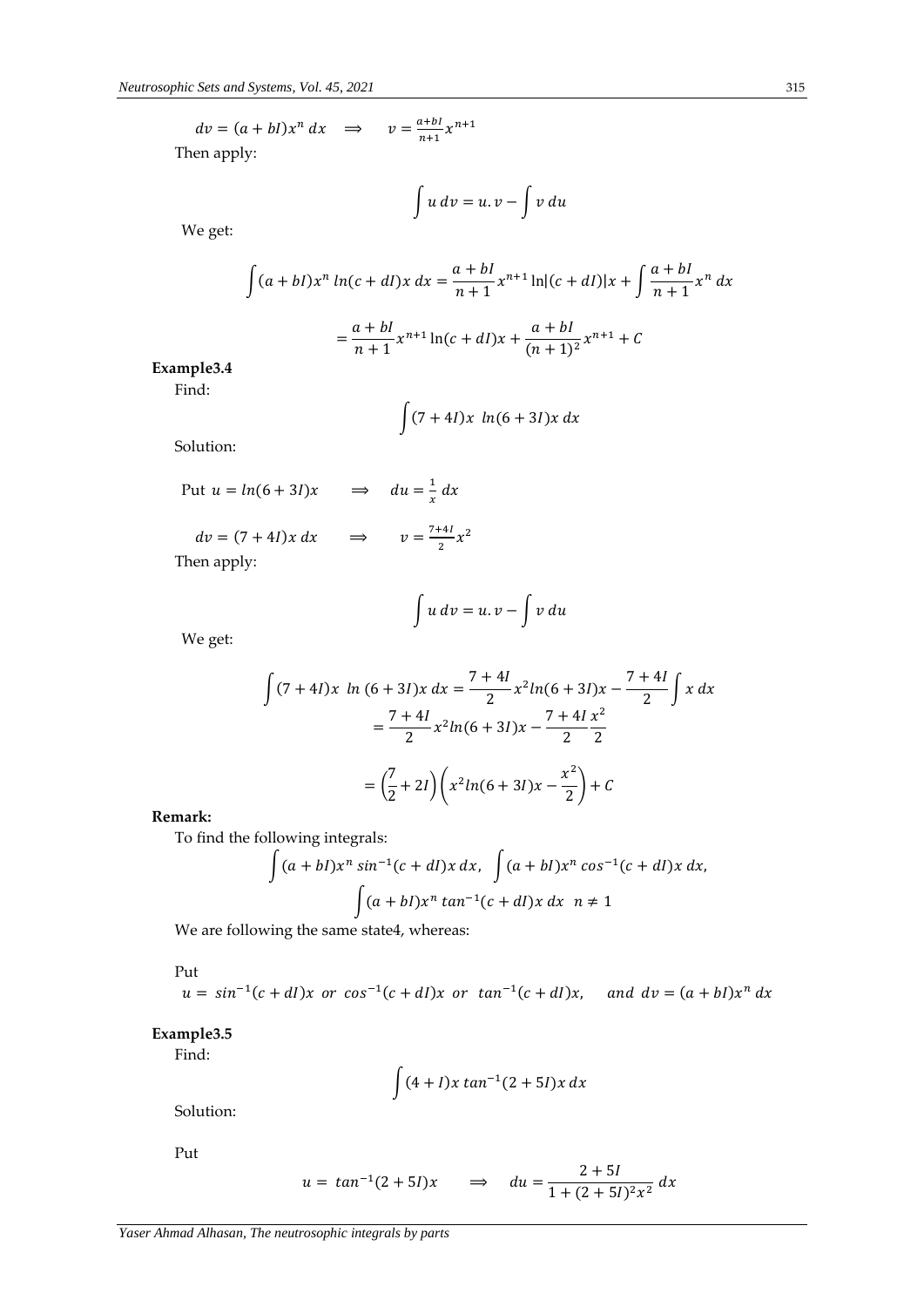$dv = (a + bI)x^n \, dx \quad \Longrightarrow \quad v = \frac{a+bI}{n+1}x^{n+1}$

Then apply:

$$\int u \, dv = u.v - \int v \, du$$

We get:

$$\int (a + bI)x^n \, ln(c + dI)x \, dx = \frac{a + bI}{n + 1}x^{n+1} \ln|(c + dI)|x + \int \frac{a + bI}{n + 1}x^n \, dx$$

$$= \frac{a + bI}{n + 1}x^{n+1} \ln(c + dI)x + \frac{a + bI}{(n + 1)^2}x^{n+1} + C$$

**Example3.4**

Find:

$$\int (7 + 4I)x \;\; ln(6 + 3I)x \, dx$$

Solution:

Put $u = ln(6 + 3I)x \quad \Longrightarrow \quad du = \frac{1}{x} \, dx$

$dv = (7 + 4I)x \, dx \quad \Longrightarrow \quad v = \frac{7+4I}{2}x^2$

Then apply:

$$\int u \, dv = u.v - \int v \, du$$

We get:

$$\int (7 + 4I)x \;\; ln \,(6 + 3I)x \, dx = \frac{7 + 4I}{2}x^2 ln(6 + 3I)x - \frac{7 + 4I}{2}\int x \, dx$$

$$= \frac{7 + 4I}{2}x^2 ln(6 + 3I)x - \frac{7 + 4I}{2}\frac{x^2}{2}$$

$$= \left(\frac{7}{2} + 2I\right)\left(x^2 ln(6 + 3I)x - \frac{x^2}{2}\right) + C$$

**Remark:**

To find the following integrals:

$$\int (a + bI)x^n \, sin^{-1}(c + dI)x \, dx, \;\; \int (a + bI)x^n \, cos^{-1}(c + dI)x \, dx,$$

$$\int (a + bI)x^n \, tan^{-1}(c + dI)x \, dx \quad n \neq 1$$

We are following the same state4, whereas:

Put

$u = \, sin^{-1}(c + dI)x \;\; or \;\; cos^{-1}(c + dI)x \;\; or \;\; tan^{-1}(c + dI)x, \quad and \;\; dv = (a + bI)x^n \, dx$

**Example3.5**

Find:

$$\int (4 + I)x \, tan^{-1}(2 + 5I)x \, dx$$

Solution:

Put

$$u = \, tan^{-1}(2 + 5I)x \quad \Longrightarrow \quad du = \frac{2 + 5I}{1 + (2 + 5I)^2 x^2} \, dx$$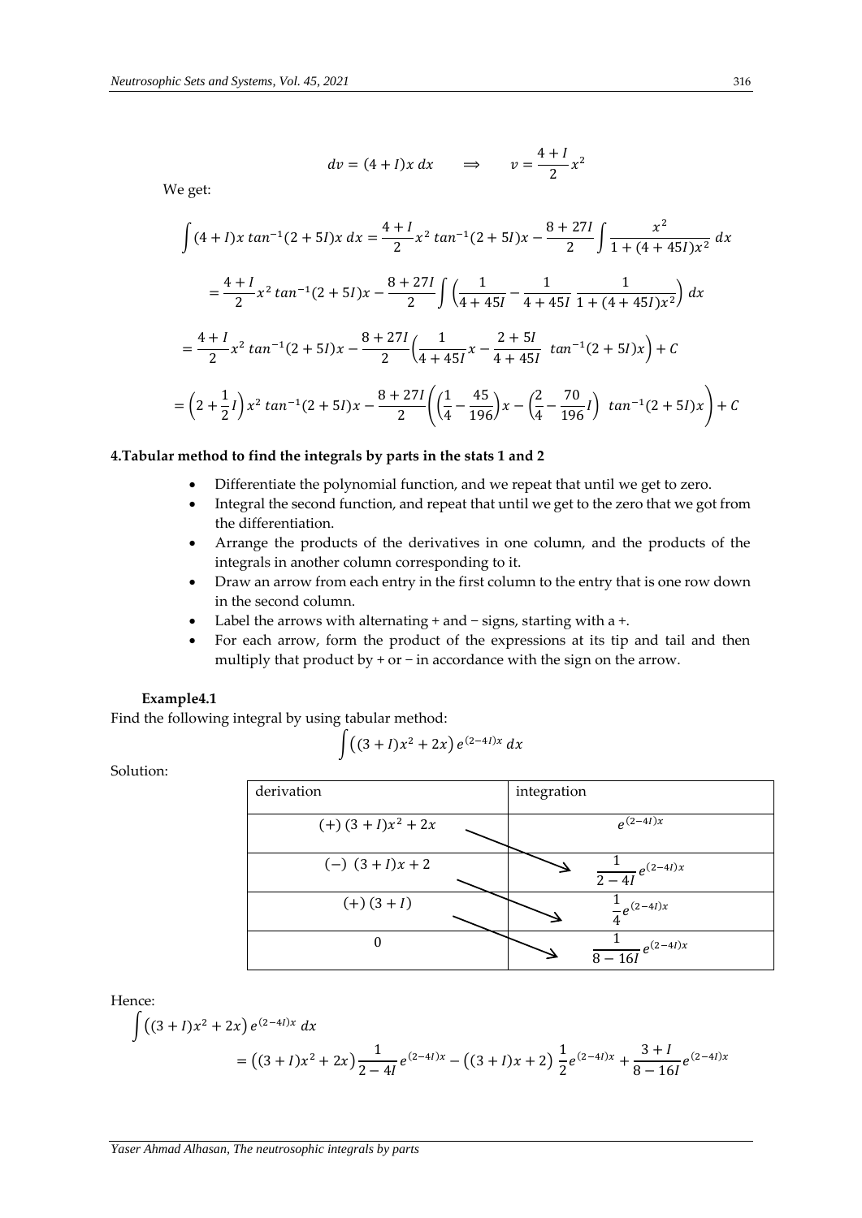$$dv = (4+I)x\,dx \qquad \Longrightarrow \qquad v = \frac{4+I}{2}x^2$$

We get:

$$\int (4+I)x\,tan^{-1}(2+5I)x\,dx = \frac{4+I}{2}x^2\,tan^{-1}(2+5I)x - \frac{8+27I}{2}\int \frac{x^2}{1+(4+45I)x^2}\,dx$$

$$= \frac{4+I}{2}x^2\,tan^{-1}(2+5I)x - \frac{8+27I}{2}\int \left(\frac{1}{4+45I} - \frac{1}{4+45I}\,\frac{1}{1+(4+45I)x^2}\right)dx$$

$$= \frac{4+I}{2}x^2\,tan^{-1}(2+5I)x - \frac{8+27I}{2}\left(\frac{1}{4+45I}x - \frac{2+5I}{4+45I}\;\,tan^{-1}(2+5I)x\right) + C$$

$$= \left(2+\frac{1}{2}I\right)x^2\,tan^{-1}(2+5I)x - \frac{8+27I}{2}\left(\left(\frac{1}{4} - \frac{45}{196}\right)x - \left(\frac{2}{4} - \frac{70}{196}I\right)\;\,tan^{-1}(2+5I)x\right) + C$$

**4.Tabular method to find the integrals by parts in the stats 1 and 2**

- Differentiate the polynomial function, and we repeat that until we get to zero.
- Integral the second function, and repeat that until we get to the zero that we got from the differentiation.
- Arrange the products of the derivatives in one column, and the products of the integrals in another column corresponding to it.
- Draw an arrow from each entry in the first column to the entry that is one row down in the second column.
- Label the arrows with alternating + and − signs, starting with a +.
- For each arrow, form the product of the expressions at its tip and tail and then multiply that product by + or − in accordance with the sign on the arrow.

**Example4.1**

Find the following integral by using tabular method:

$$\int \left((3+I)x^2 + 2x\right)e^{(2-4I)x}\,dx$$

Solution:

| derivation | integration |
|---|---|
| $(+)\;(3+I)x^2 + 2x$ | $e^{(2-4I)x}$ |
| $(-)\;\;(3+I)x + 2$ | $\dfrac{1}{2-4I}e^{(2-4I)x}$ |
| $(+)\;(3+I)$ | $\dfrac{1}{4}e^{(2-4I)x}$ |
| $0$ | $\dfrac{1}{8-16I}e^{(2-4I)x}$ |

Hence:

$$\int \left((3+I)x^2 + 2x\right)e^{(2-4I)x}\,dx$$
$$= \left((3+I)x^2 + 2x\right)\frac{1}{2-4I}e^{(2-4I)x} - \left((3+I)x + 2\right)\,\frac{1}{2}e^{(2-4I)x} + \frac{3+I}{8-16I}e^{(2-4I)x}$$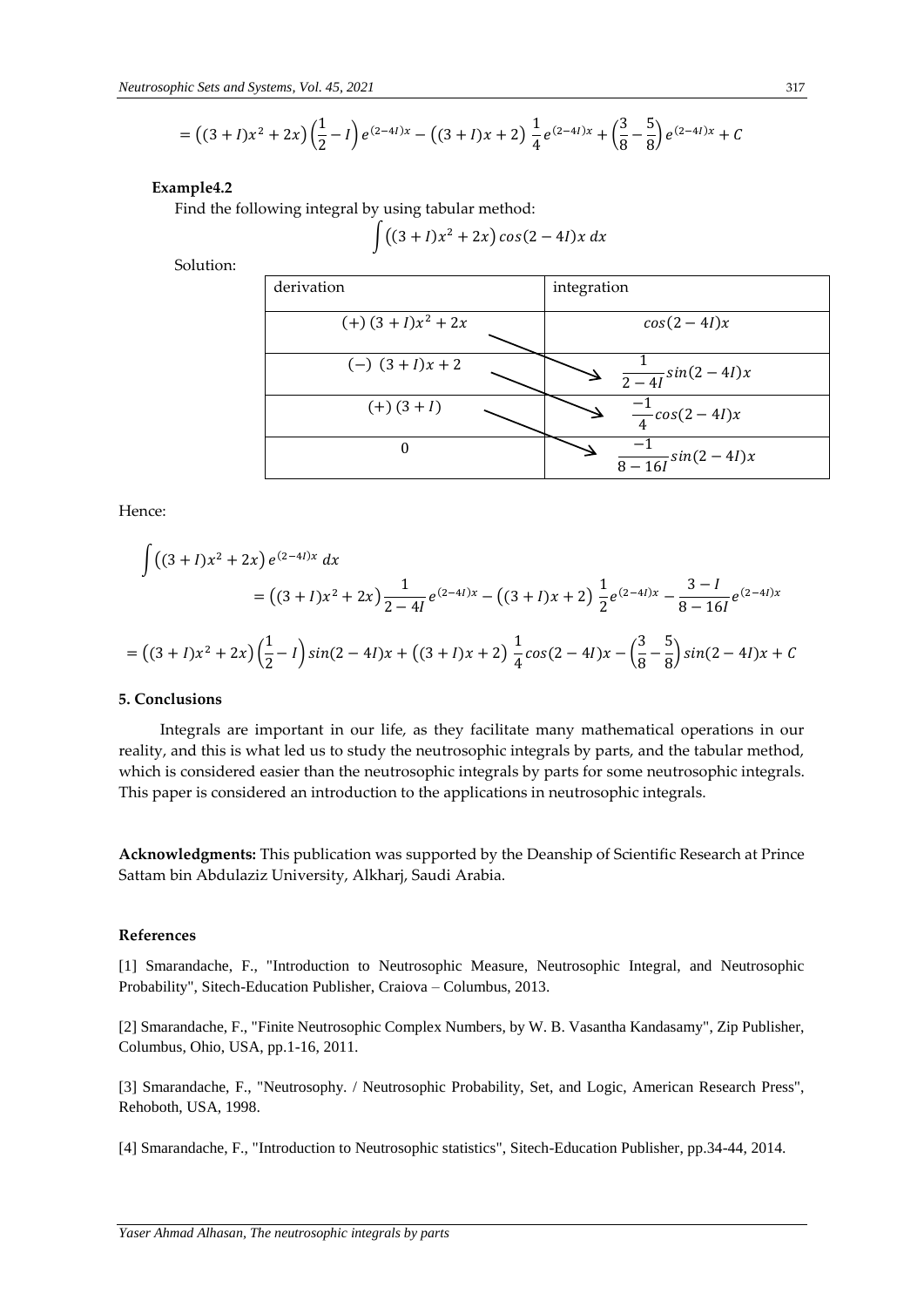$$= \left((3+I)x^2+2x\right)\left(\frac{1}{2}-I\right)e^{(2-4I)x} - \left((3+I)x+2\right)\frac{1}{4}e^{(2-4I)x} + \left(\frac{3}{8}-\frac{5}{8}\right)e^{(2-4I)x} + C$$

**Example4.2**

Find the following integral by using tabular method:

$$\int \left((3+I)x^2+2x\right)cos(2-4I)x\ dx$$

Solution:

| derivation | integration |
|---|---|
| $(+)\ (3+I)x^2+2x$ | $cos(2-4I)x$ |
| $(-)\ \ (3+I)x+2$ | $\frac{1}{2-4I}sin(2-4I)x$ |
| $(+)\ (3+I)$ | $\frac{-1}{4}cos(2-4I)x$ |
| $0$ | $\frac{-1}{8-16I}sin(2-4I)x$ |

Hence:

$$\int \left((3+I)x^2+2x\right)e^{(2-4I)x}\ dx$$
$$= \left((3+I)x^2+2x\right)\frac{1}{2-4I}e^{(2-4I)x} - \left((3+I)x+2\right)\frac{1}{2}e^{(2-4I)x} - \frac{3-I}{8-16I}e^{(2-4I)x}$$

$$= \left((3+I)x^2+2x\right)\left(\frac{1}{2}-I\right)sin(2-4I)x + \left((3+I)x+2\right)\frac{1}{4}cos(2-4I)x - \left(\frac{3}{8}-\frac{5}{8}\right)sin(2-4I)x + C$$

## 5. Conclusions

Integrals are important in our life, as they facilitate many mathematical operations in our reality, and this is what led us to study the neutrosophic integrals by parts, and the tabular method, which is considered easier than the neutrosophic integrals by parts for some neutrosophic integrals. This paper is considered an introduction to the applications in neutrosophic integrals.

**Acknowledgments:** This publication was supported by the Deanship of Scientific Research at Prince Sattam bin Abdulaziz University, Alkharj, Saudi Arabia.

## References

[1] Smarandache, F., "Introduction to Neutrosophic Measure, Neutrosophic Integral, and Neutrosophic Probability", Sitech-Education Publisher, Craiova – Columbus, 2013.

[2] Smarandache, F., "Finite Neutrosophic Complex Numbers, by W. B. Vasantha Kandasamy", Zip Publisher, Columbus, Ohio, USA, pp.1-16, 2011.

[3] Smarandache, F., "Neutrosophy. / Neutrosophic Probability, Set, and Logic, American Research Press", Rehoboth, USA, 1998.

[4] Smarandache, F., "Introduction to Neutrosophic statistics", Sitech-Education Publisher, pp.34-44, 2014.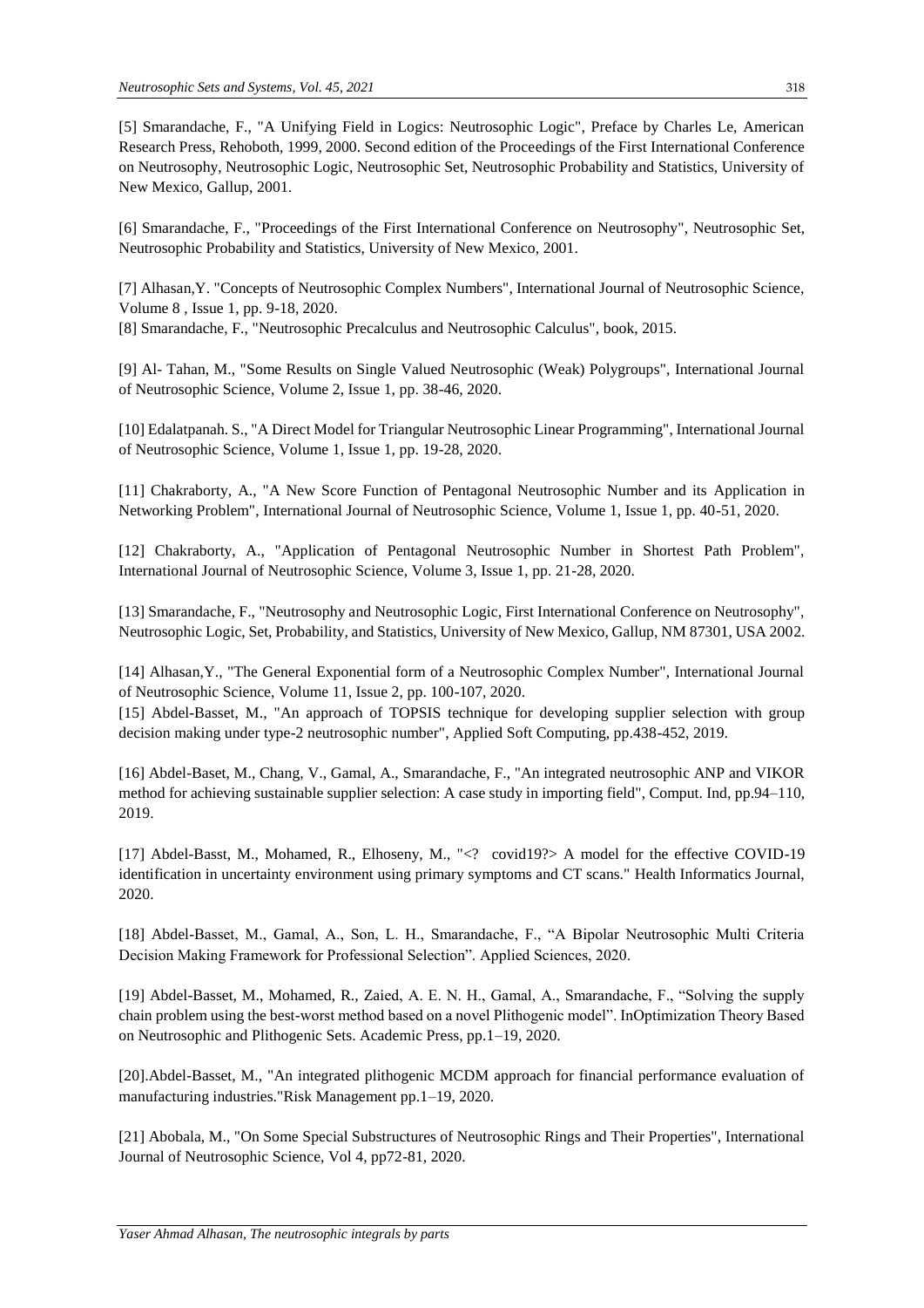[5] Smarandache, F., "A Unifying Field in Logics: Neutrosophic Logic", Preface by Charles Le, American Research Press, Rehoboth, 1999, 2000. Second edition of the Proceedings of the First International Conference on Neutrosophy, Neutrosophic Logic, Neutrosophic Set, Neutrosophic Probability and Statistics, University of New Mexico, Gallup, 2001.

[6] Smarandache, F., "Proceedings of the First International Conference on Neutrosophy", Neutrosophic Set, Neutrosophic Probability and Statistics, University of New Mexico, 2001.

[7] Alhasan,Y. "Concepts of Neutrosophic Complex Numbers", International Journal of Neutrosophic Science, Volume 8 , Issue 1, pp. 9-18, 2020.

[8] Smarandache, F., "Neutrosophic Precalculus and Neutrosophic Calculus", book, 2015.

[9] Al- Tahan, M., "Some Results on Single Valued Neutrosophic (Weak) Polygroups", International Journal of Neutrosophic Science, Volume 2, Issue 1, pp. 38-46, 2020.

[10] Edalatpanah. S., "A Direct Model for Triangular Neutrosophic Linear Programming", International Journal of Neutrosophic Science, Volume 1, Issue 1, pp. 19-28, 2020.

[11] Chakraborty, A., "A New Score Function of Pentagonal Neutrosophic Number and its Application in Networking Problem", International Journal of Neutrosophic Science, Volume 1, Issue 1, pp. 40-51, 2020.

[12] Chakraborty, A., "Application of Pentagonal Neutrosophic Number in Shortest Path Problem", International Journal of Neutrosophic Science, Volume 3, Issue 1, pp. 21-28, 2020.

[13] Smarandache, F., "Neutrosophy and Neutrosophic Logic, First International Conference on Neutrosophy", Neutrosophic Logic, Set, Probability, and Statistics, University of New Mexico, Gallup, NM 87301, USA 2002.

[14] Alhasan,Y., "The General Exponential form of a Neutrosophic Complex Number", International Journal of Neutrosophic Science, Volume 11, Issue 2, pp. 100-107, 2020.

[15] Abdel-Basset, M., "An approach of TOPSIS technique for developing supplier selection with group decision making under type-2 neutrosophic number", Applied Soft Computing, pp.438-452, 2019.

[16] Abdel-Baset, M., Chang, V., Gamal, A., Smarandache, F., "An integrated neutrosophic ANP and VIKOR method for achieving sustainable supplier selection: A case study in importing field", Comput. Ind, pp.94–110, 2019.

[17] Abdel-Basst, M., Mohamed, R., Elhoseny, M., "<? covid19?> A model for the effective COVID-19 identification in uncertainty environment using primary symptoms and CT scans." Health Informatics Journal, 2020.

[18] Abdel-Basset, M., Gamal, A., Son, L. H., Smarandache, F., "A Bipolar Neutrosophic Multi Criteria Decision Making Framework for Professional Selection". Applied Sciences, 2020.

[19] Abdel-Basset, M., Mohamed, R., Zaied, A. E. N. H., Gamal, A., Smarandache, F., "Solving the supply chain problem using the best-worst method based on a novel Plithogenic model". InOptimization Theory Based on Neutrosophic and Plithogenic Sets. Academic Press, pp.1–19, 2020.

[20].Abdel-Basset, M., "An integrated plithogenic MCDM approach for financial performance evaluation of manufacturing industries."Risk Management pp.1–19, 2020.

[21] Abobala, M., "On Some Special Substructures of Neutrosophic Rings and Their Properties", International Journal of Neutrosophic Science, Vol 4, pp72-81, 2020.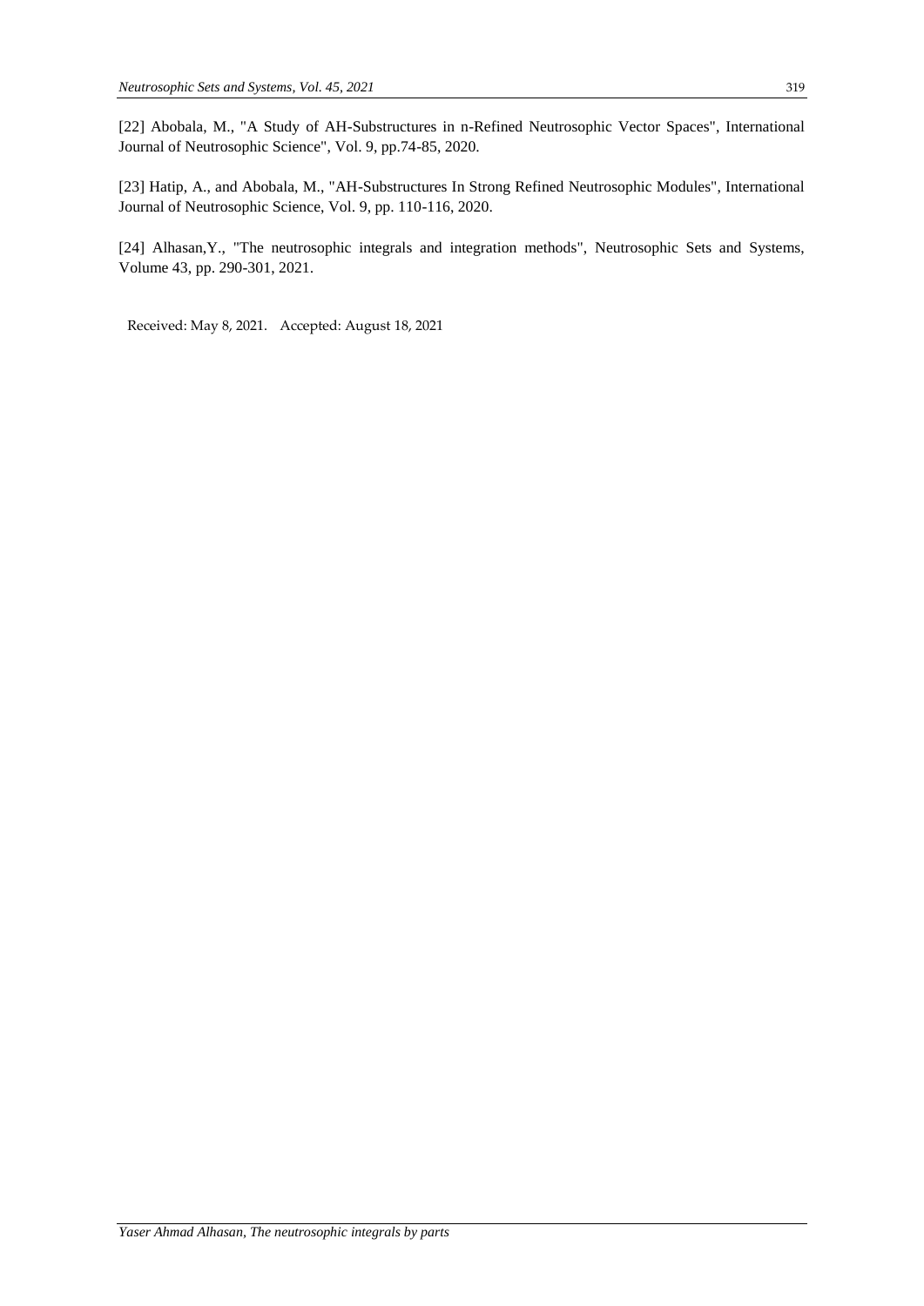[22] Abobala, M., "A Study of AH-Substructures in n-Refined Neutrosophic Vector Spaces", International Journal of Neutrosophic Science", Vol. 9, pp.74-85, 2020.

[23] Hatip, A., and Abobala, M., "AH-Substructures In Strong Refined Neutrosophic Modules", International Journal of Neutrosophic Science, Vol. 9, pp. 110-116, 2020.

[24] Alhasan,Y., "The neutrosophic integrals and integration methods", Neutrosophic Sets and Systems, Volume 43, pp. 290-301, 2021.

Received: May 8, 2021. Accepted: August 18, 2021